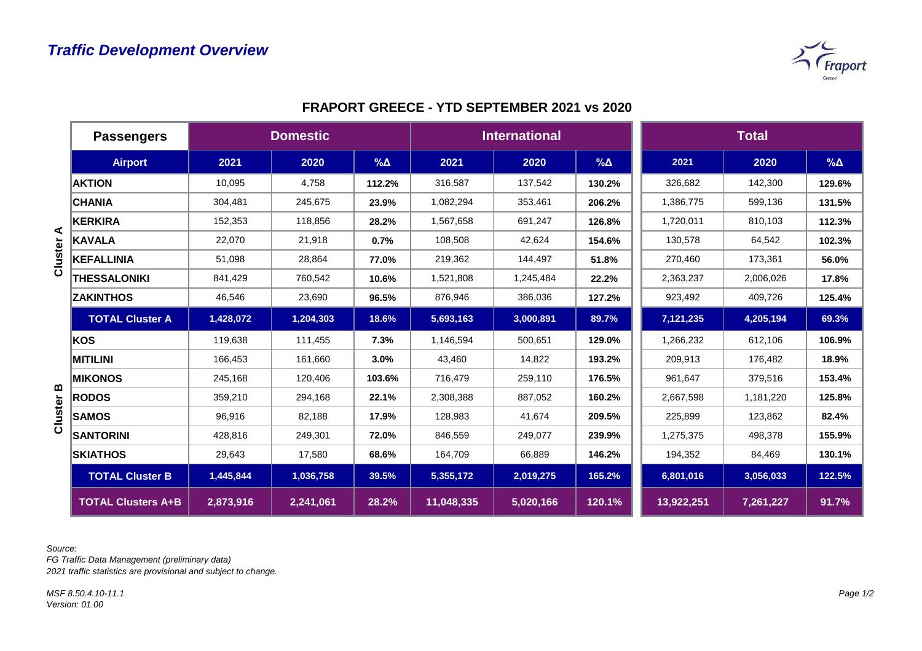## Traffic Development Overview

### FRAPORT GREECE - YTD SEPTEMBER 2021 vs 2020

| | Passengers | Domestic | | | International | | | Total | | |
|---|---|---|---|---|---|---|---|---|---|---|
| | **Airport** | **2021** | **2020** | **%Δ** | **2021** | **2020** | **%Δ** | **2021** | **2020** | **%Δ** |
| Cluster A | **AKTION** | 10,095 | 4,758 | **112.2%** | 316,587 | 137,542 | **130.2%** | 326,682 | 142,300 | **129.6%** |
| | **CHANIA** | 304,481 | 245,675 | **23.9%** | 1,082,294 | 353,461 | **206.2%** | 1,386,775 | 599,136 | **131.5%** |
| | **KERKIRA** | 152,353 | 118,856 | **28.2%** | 1,567,658 | 691,247 | **126.8%** | 1,720,011 | 810,103 | **112.3%** |
| | **KAVALA** | 22,070 | 21,918 | **0.7%** | 108,508 | 42,624 | **154.6%** | 130,578 | 64,542 | **102.3%** |
| | **KEFALLINIA** | 51,098 | 28,864 | **77.0%** | 219,362 | 144,497 | **51.8%** | 270,460 | 173,361 | **56.0%** |
| | **THESSALONIKI** | 841,429 | 760,542 | **10.6%** | 1,521,808 | 1,245,484 | **22.2%** | 2,363,237 | 2,006,026 | **17.8%** |
| | **ZAKINTHOS** | 46,546 | 23,690 | **96.5%** | 876,946 | 386,036 | **127.2%** | 923,492 | 409,726 | **125.4%** |
| | **TOTAL Cluster A** | **1,428,072** | **1,204,303** | **18.6%** | **5,693,163** | **3,000,891** | **89.7%** | **7,121,235** | **4,205,194** | **69.3%** |
| Cluster B | **KOS** | 119,638 | 111,455 | **7.3%** | 1,146,594 | 500,651 | **129.0%** | 1,266,232 | 612,106 | **106.9%** |
| | **MITILINI** | 166,453 | 161,660 | **3.0%** | 43,460 | 14,822 | **193.2%** | 209,913 | 176,482 | **18.9%** |
| | **MIKONOS** | 245,168 | 120,406 | **103.6%** | 716,479 | 259,110 | **176.5%** | 961,647 | 379,516 | **153.4%** |
| | **RODOS** | 359,210 | 294,168 | **22.1%** | 2,308,388 | 887,052 | **160.2%** | 2,667,598 | 1,181,220 | **125.8%** |
| | **SAMOS** | 96,916 | 82,188 | **17.9%** | 128,983 | 41,674 | **209.5%** | 225,899 | 123,862 | **82.4%** |
| | **SANTORINI** | 428,816 | 249,301 | **72.0%** | 846,559 | 249,077 | **239.9%** | 1,275,375 | 498,378 | **155.9%** |
| | **SKIATHOS** | 29,643 | 17,580 | **68.6%** | 164,709 | 66,889 | **146.2%** | 194,352 | 84,469 | **130.1%** |
| | **TOTAL Cluster B** | **1,445,844** | **1,036,758** | **39.5%** | **5,355,172** | **2,019,275** | **165.2%** | **6,801,016** | **3,056,033** | **122.5%** |
| | **TOTAL Clusters A+B** | **2,873,916** | **2,241,061** | **28.2%** | **11,048,335** | **5,020,166** | **120.1%** | **13,922,251** | **7,261,227** | **91.7%** |

*Source:*
*FG Traffic Data Management (preliminary data)*
*2021 traffic statistics are provisional and subject to change.*

*MSF 8.50.4.10-11.1*
*Version: 01.00*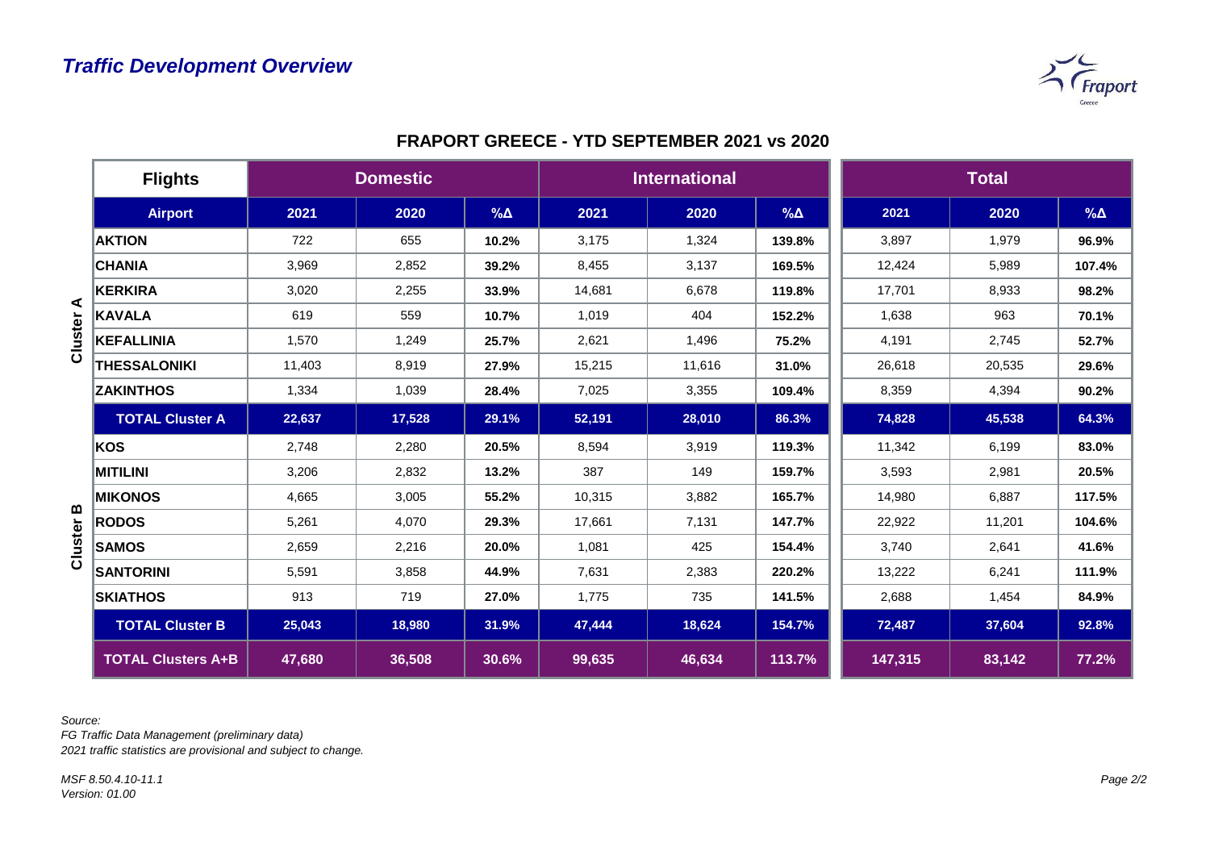## Traffic Development Overview

### FRAPORT GREECE - YTD SEPTEMBER 2021 vs 2020

| | Flights | Domestic | | | International | | | Total | | |
|---|---|---|---|---|---|---|---|---|---|---|
| | Airport | 2021 | 2020 | %Δ | 2021 | 2020 | %Δ | 2021 | 2020 | %Δ |
| Cluster A | AKTION | 722 | 655 | **10.2%** | 3,175 | 1,324 | **139.8%** | 3,897 | 1,979 | **96.9%** |
| | CHANIA | 3,969 | 2,852 | **39.2%** | 8,455 | 3,137 | **169.5%** | 12,424 | 5,989 | **107.4%** |
| | KERKIRA | 3,020 | 2,255 | **33.9%** | 14,681 | 6,678 | **119.8%** | 17,701 | 8,933 | **98.2%** |
| | KAVALA | 619 | 559 | **10.7%** | 1,019 | 404 | **152.2%** | 1,638 | 963 | **70.1%** |
| | KEFALLINIA | 1,570 | 1,249 | **25.7%** | 2,621 | 1,496 | **75.2%** | 4,191 | 2,745 | **52.7%** |
| | THESSALONIKI | 11,403 | 8,919 | **27.9%** | 15,215 | 11,616 | **31.0%** | 26,618 | 20,535 | **29.6%** |
| | ZAKINTHOS | 1,334 | 1,039 | **28.4%** | 7,025 | 3,355 | **109.4%** | 8,359 | 4,394 | **90.2%** |
| | **TOTAL Cluster A** | **22,637** | **17,528** | **29.1%** | **52,191** | **28,010** | **86.3%** | **74,828** | **45,538** | **64.3%** |
| Cluster B | KOS | 2,748 | 2,280 | **20.5%** | 8,594 | 3,919 | **119.3%** | 11,342 | 6,199 | **83.0%** |
| | MITILINI | 3,206 | 2,832 | **13.2%** | 387 | 149 | **159.7%** | 3,593 | 2,981 | **20.5%** |
| | MIKONOS | 4,665 | 3,005 | **55.2%** | 10,315 | 3,882 | **165.7%** | 14,980 | 6,887 | **117.5%** |
| | RODOS | 5,261 | 4,070 | **29.3%** | 17,661 | 7,131 | **147.7%** | 22,922 | 11,201 | **104.6%** |
| | SAMOS | 2,659 | 2,216 | **20.0%** | 1,081 | 425 | **154.4%** | 3,740 | 2,641 | **41.6%** |
| | SANTORINI | 5,591 | 3,858 | **44.9%** | 7,631 | 2,383 | **220.2%** | 13,222 | 6,241 | **111.9%** |
| | SKIATHOS | 913 | 719 | **27.0%** | 1,775 | 735 | **141.5%** | 2,688 | 1,454 | **84.9%** |
| | **TOTAL Cluster B** | **25,043** | **18,980** | **31.9%** | **47,444** | **18,624** | **154.7%** | **72,487** | **37,604** | **92.8%** |
| | **TOTAL Clusters A+B** | **47,680** | **36,508** | **30.6%** | **99,635** | **46,634** | **113.7%** | **147,315** | **83,142** | **77.2%** |

*Source:*
*FG Traffic Data Management (preliminary data)*
*2021 traffic statistics are provisional and subject to change.*

*MSF 8.50.4.10-11.1*
*Version: 01.00*